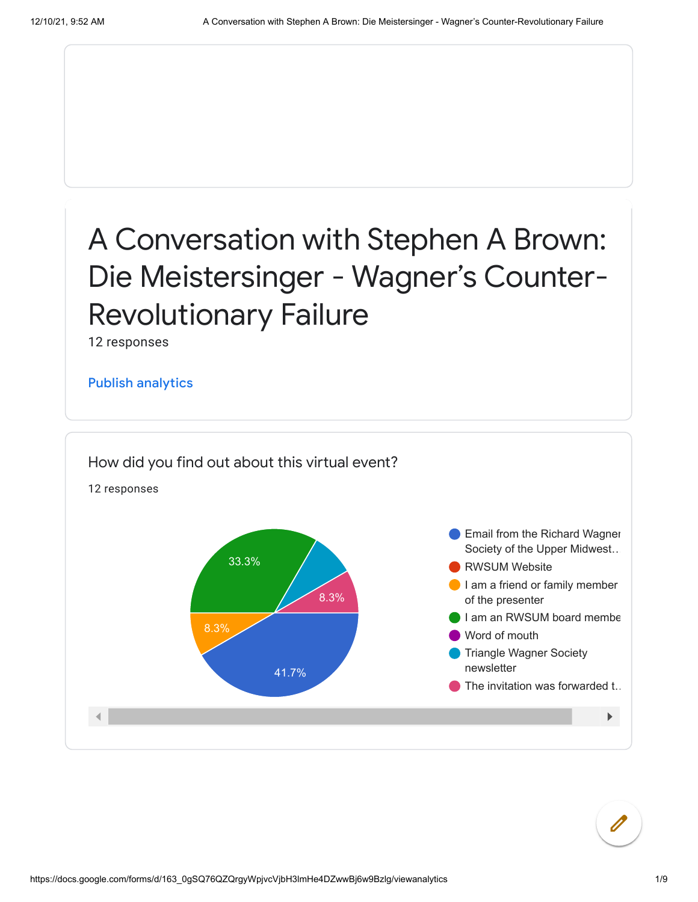# A Conversation with Stephen A Brown: Die Meistersinger - Wagner's Counter-Revolutionary Failure

12 responses

Publish analytics

## How did you find out about this virtual event?

12 responses

- Email from the Richard Wagner Society of the Upper Midwest..
- RWSUM Website
- I am a friend or family member of the presenter
- I am an RWSUM board membe
- Word of mouth
- Triangle Wagner Society newsletter
- The invitation was forwarded t..

41.7%

33.3%

8.3%

8.3%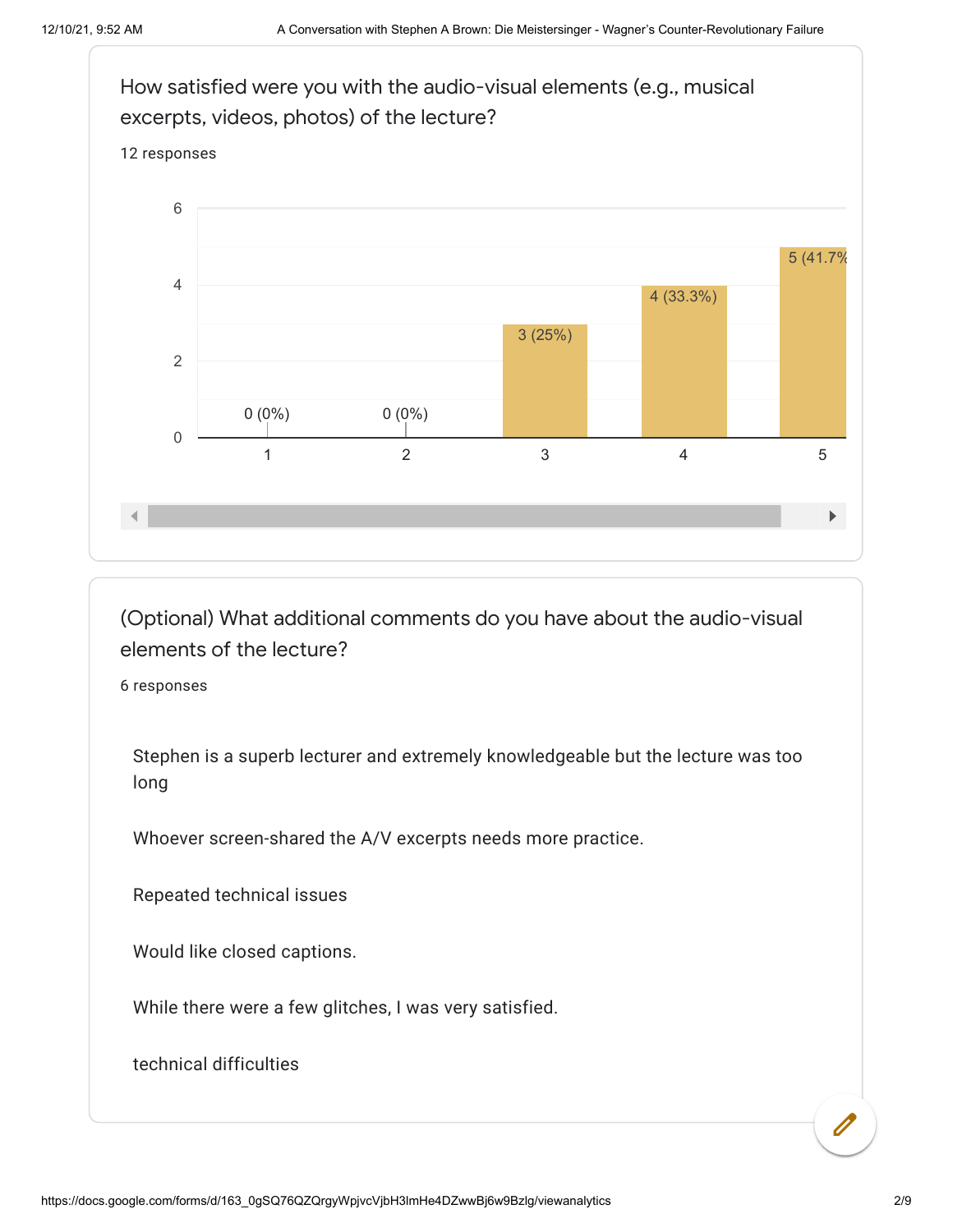How satisfied were you with the audio-visual elements (e.g., musical excerpts, videos, photos) of the lecture?

12 responses

| Rating | Responses |
|---|---|
| 1 | 0 (0%) |
| 2 | 0 (0%) |
| 3 | 3 (25%) |
| 4 | 4 (33.3%) |
| 5 | 5 (41.7% |

(Optional) What additional comments do you have about the audio-visual elements of the lecture?

6 responses

Stephen is a superb lecturer and extremely knowledgeable but the lecture was too long

Whoever screen-shared the A/V excerpts needs more practice.

Repeated technical issues

Would like closed captions.

While there were a few glitches, I was very satisfied.

technical difficulties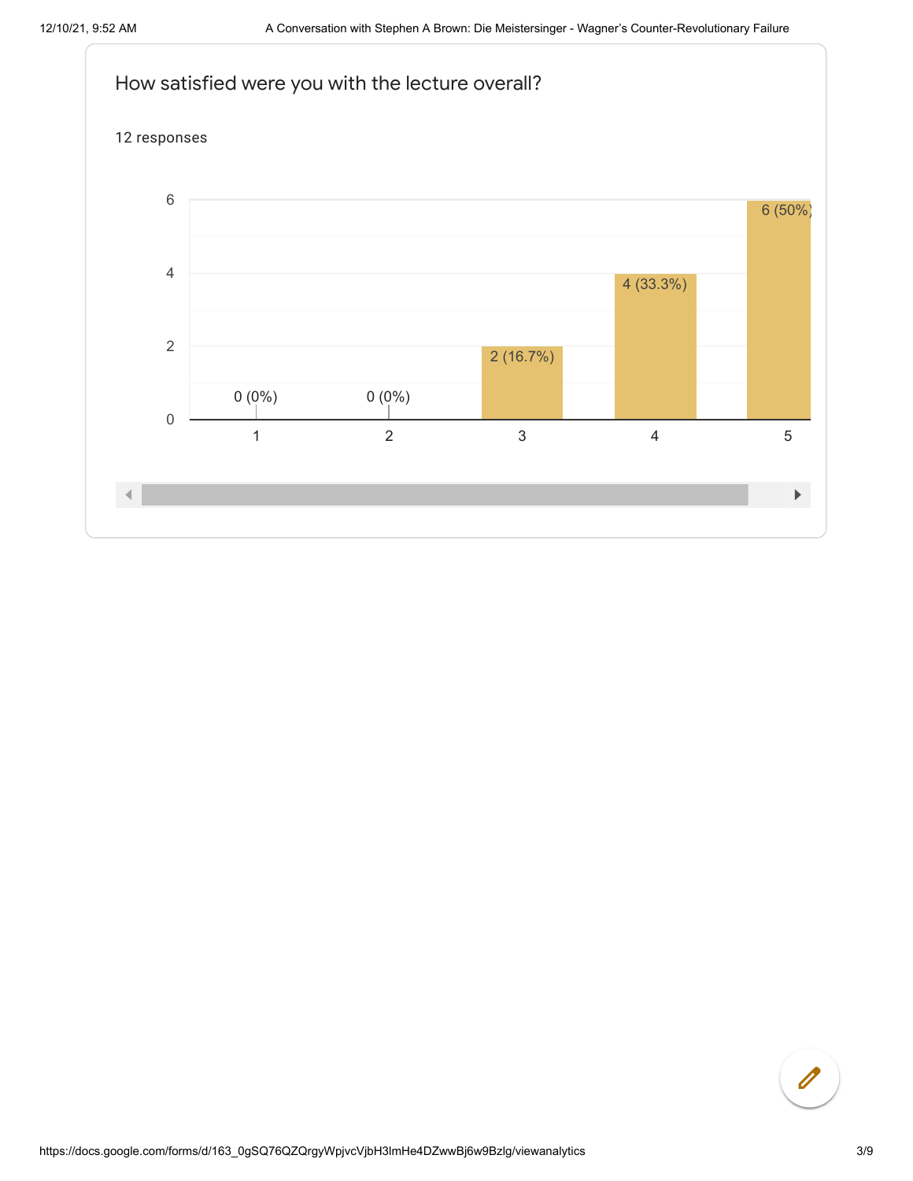## How satisfied were you with the lecture overall?

12 responses

| Rating | Responses |
|---|---|
| 1 | 0 (0%) |
| 2 | 0 (0%) |
| 3 | 2 (16.7%) |
| 4 | 4 (33.3%) |
| 5 | 6 (50%) |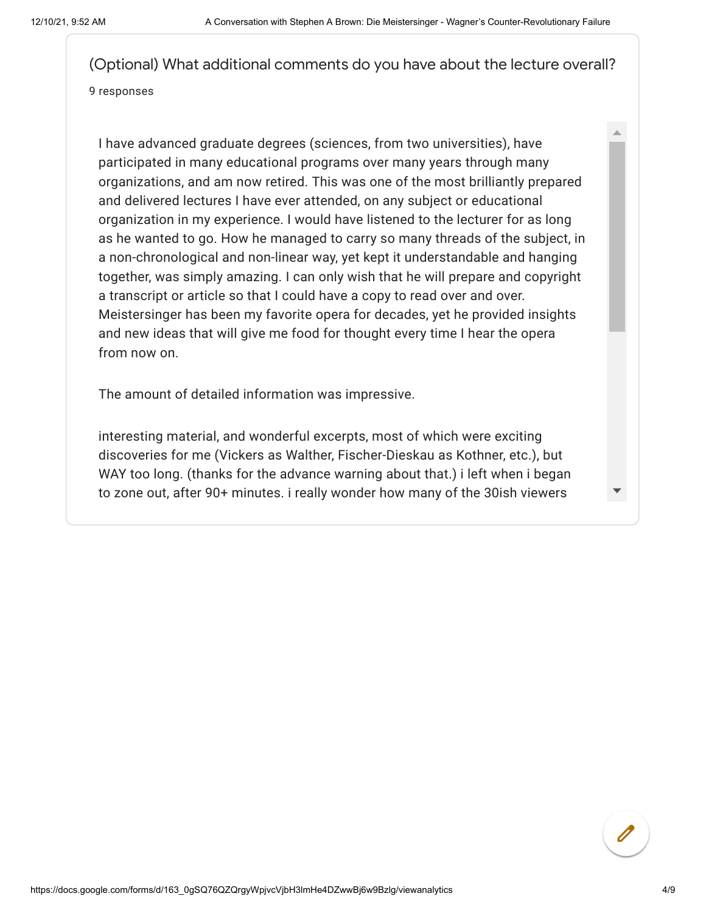## (Optional) What additional comments do you have about the lecture overall?

9 responses

I have advanced graduate degrees (sciences, from two universities), have participated in many educational programs over many years through many organizations, and am now retired. This was one of the most brilliantly prepared and delivered lectures I have ever attended, on any subject or educational organization in my experience. I would have listened to the lecturer for as long as he wanted to go. How he managed to carry so many threads of the subject, in a non-chronological and non-linear way, yet kept it understandable and hanging together, was simply amazing. I can only wish that he will prepare and copyright a transcript or article so that I could have a copy to read over and over. Meistersinger has been my favorite opera for decades, yet he provided insights and new ideas that will give me food for thought every time I hear the opera from now on.

The amount of detailed information was impressive.

interesting material, and wonderful excerpts, most of which were exciting discoveries for me (Vickers as Walther, Fischer-Dieskau as Kothner, etc.), but WAY too long. (thanks for the advance warning about that.) i left when i began to zone out, after 90+ minutes. i really wonder how many of the 30ish viewers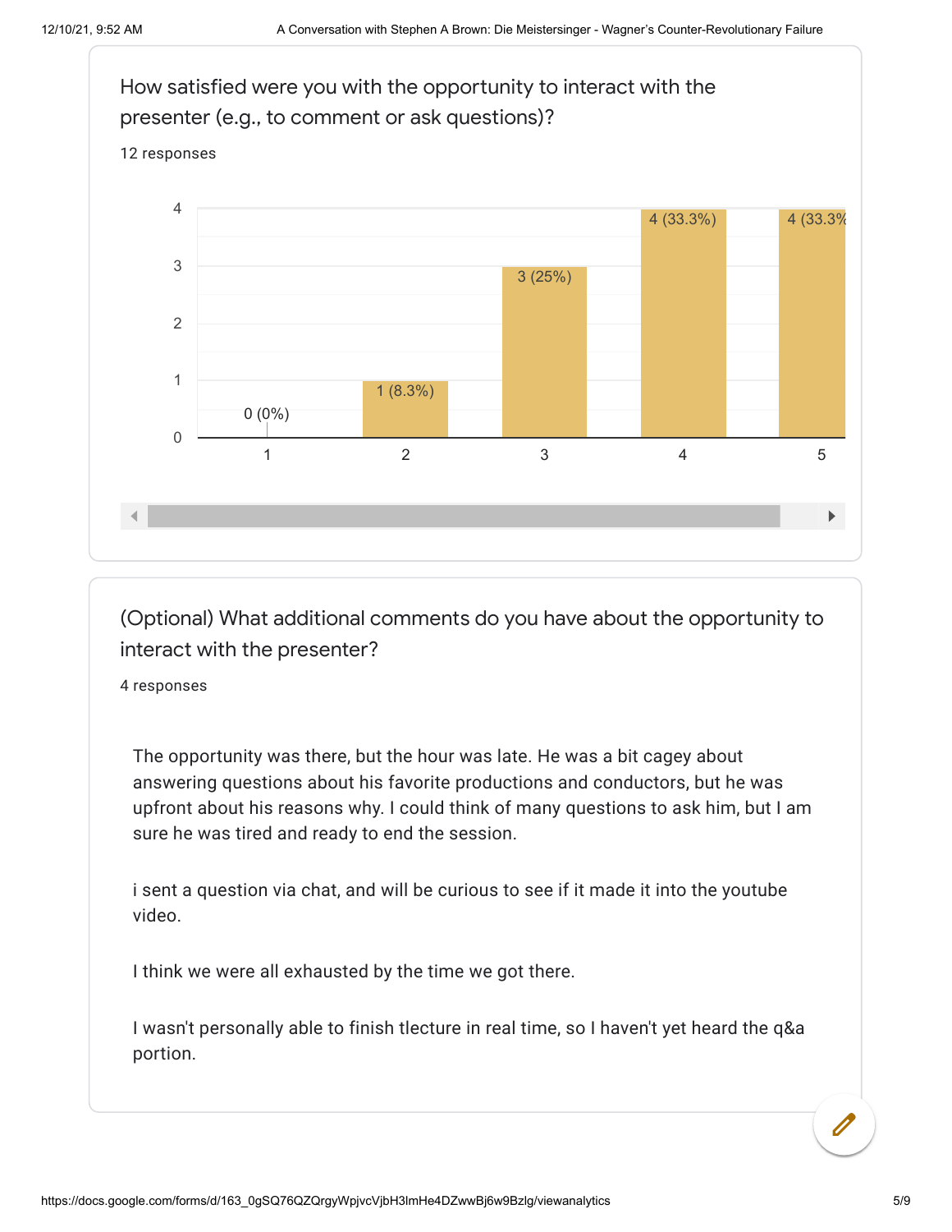## How satisfied were you with the opportunity to interact with the presenter (e.g., to comment or ask questions)?

12 responses

| Rating | Responses |
| --- | --- |
| 1 | 0 (0%) |
| 2 | 1 (8.3%) |
| 3 | 3 (25%) |
| 4 | 4 (33.3%) |
| 5 | 4 (33.3%) |

## (Optional) What additional comments do you have about the opportunity to interact with the presenter?

4 responses

The opportunity was there, but the hour was late. He was a bit cagey about answering questions about his favorite productions and conductors, but he was upfront about his reasons why. I could think of many questions to ask him, but I am sure he was tired and ready to end the session.

i sent a question via chat, and will be curious to see if it made it into the youtube video.

I think we were all exhausted by the time we got there.

I wasn't personally able to finish tlecture in real time, so I haven't yet heard the q&a portion.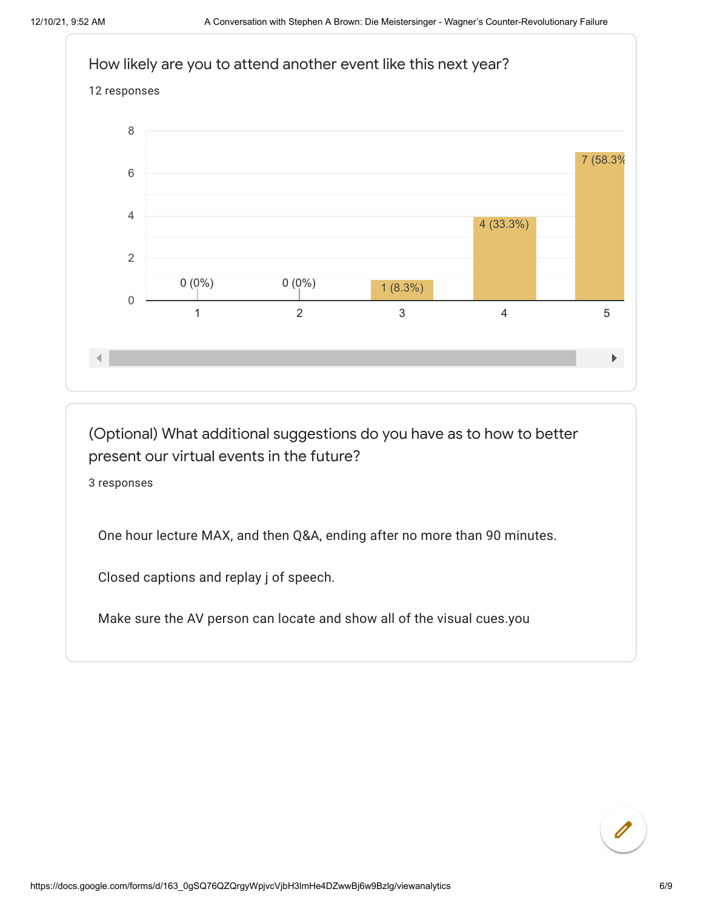How likely are you to attend another event like this next year?

12 responses

| Rating | Responses |
| --- | --- |
| 1 | 0 (0%) |
| 2 | 0 (0%) |
| 3 | 1 (8.3%) |
| 4 | 4 (33.3%) |
| 5 | 7 (58.3% |

(Optional) What additional suggestions do you have as to how to better present our virtual events in the future?

3 responses

One hour lecture MAX, and then Q&A, ending after no more than 90 minutes.

Closed captions and replay j of speech.

Make sure the AV person can locate and show all of the visual cues.you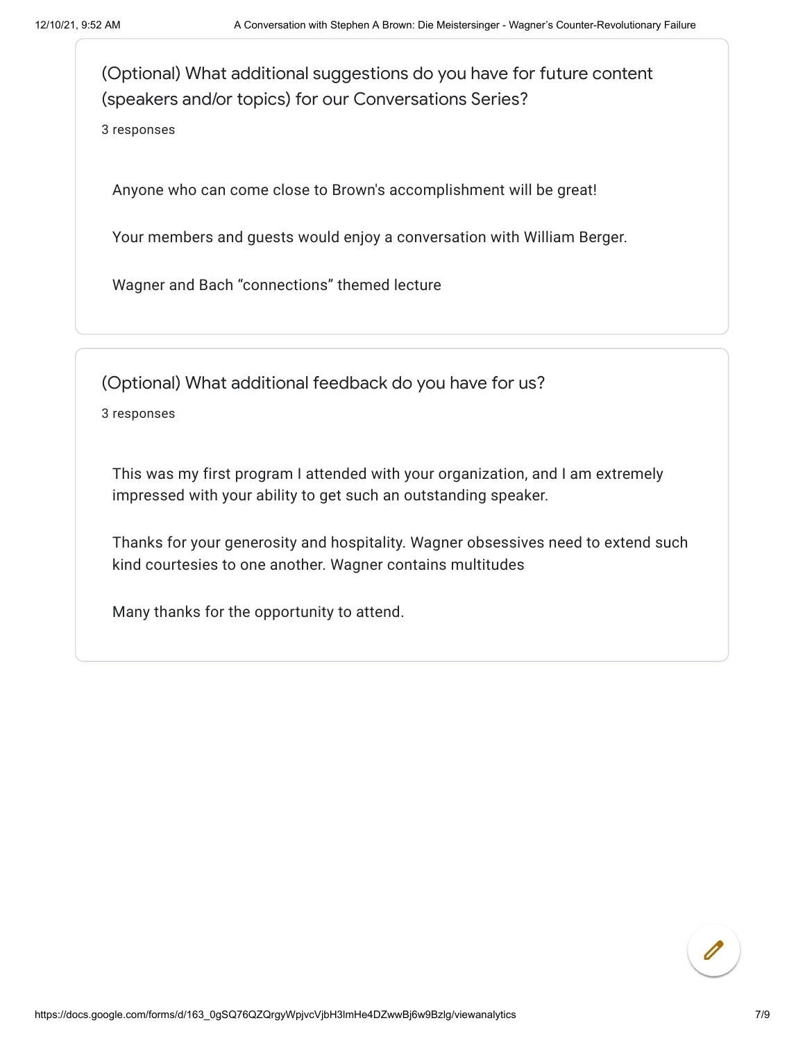## (Optional) What additional suggestions do you have for future content (speakers and/or topics) for our Conversations Series?

3 responses

Anyone who can come close to Brown's accomplishment will be great!

Your members and guests would enjoy a conversation with William Berger.

Wagner and Bach “connections” themed lecture

## (Optional) What additional feedback do you have for us?

3 responses

This was my first program I attended with your organization, and I am extremely impressed with your ability to get such an outstanding speaker.

Thanks for your generosity and hospitality. Wagner obsessives need to extend such kind courtesies to one another. Wagner contains multitudes

Many thanks for the opportunity to attend.